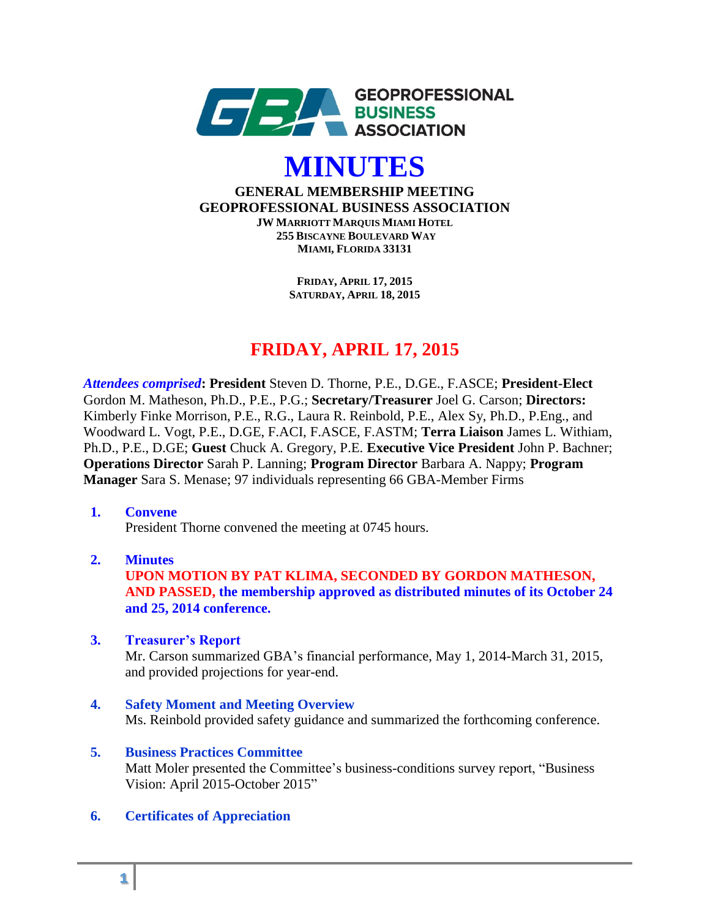GEOPROFESSIONAL BUSINESS ASSOCIATION

# MINUTES

**GENERAL MEMBERSHIP MEETING**
**GEOPROFESSIONAL BUSINESS ASSOCIATION**
**JW MARRIOTT MARQUIS MIAMI HOTEL**
**255 BISCAYNE BOULEVARD WAY**
**MIAMI, FLORIDA 33131**

**FRIDAY, APRIL 17, 2015**
**SATURDAY, APRIL 18, 2015**

## FRIDAY, APRIL 17, 2015

***Attendees comprised*: President** Steven D. Thorne, P.E., D.GE., F.ASCE; **President-Elect** Gordon M. Matheson, Ph.D., P.E., P.G.; **Secretary/Treasurer** Joel G. Carson; **Directors:** Kimberly Finke Morrison, P.E., R.G., Laura R. Reinbold, P.E., Alex Sy, Ph.D., P.Eng., and Woodward L. Vogt, P.E., D.GE, F.ACI, F.ASCE, F.ASTM; **Terra Liaison** James L. Withiam, Ph.D., P.E., D.GE; **Guest** Chuck A. Gregory, P.E. **Executive Vice President** John P. Bachner; **Operations Director** Sarah P. Lanning; **Program Director** Barbara A. Nappy; **Program Manager** Sara S. Menase; 97 individuals representing 66 GBA-Member Firms

1. **Convene**
   President Thorne convened the meeting at 0745 hours.

2. **Minutes**
   **UPON MOTION BY PAT KLIMA, SECONDED BY GORDON MATHESON, AND PASSED, the membership approved as distributed minutes of its October 24 and 25, 2014 conference.**

3. **Treasurer's Report**
   Mr. Carson summarized GBA's financial performance, May 1, 2014-March 31, 2015, and provided projections for year-end.

4. **Safety Moment and Meeting Overview**
   Ms. Reinbold provided safety guidance and summarized the forthcoming conference.

5. **Business Practices Committee**
   Matt Moler presented the Committee's business-conditions survey report, "Business Vision: April 2015-October 2015"

6. **Certificates of Appreciation**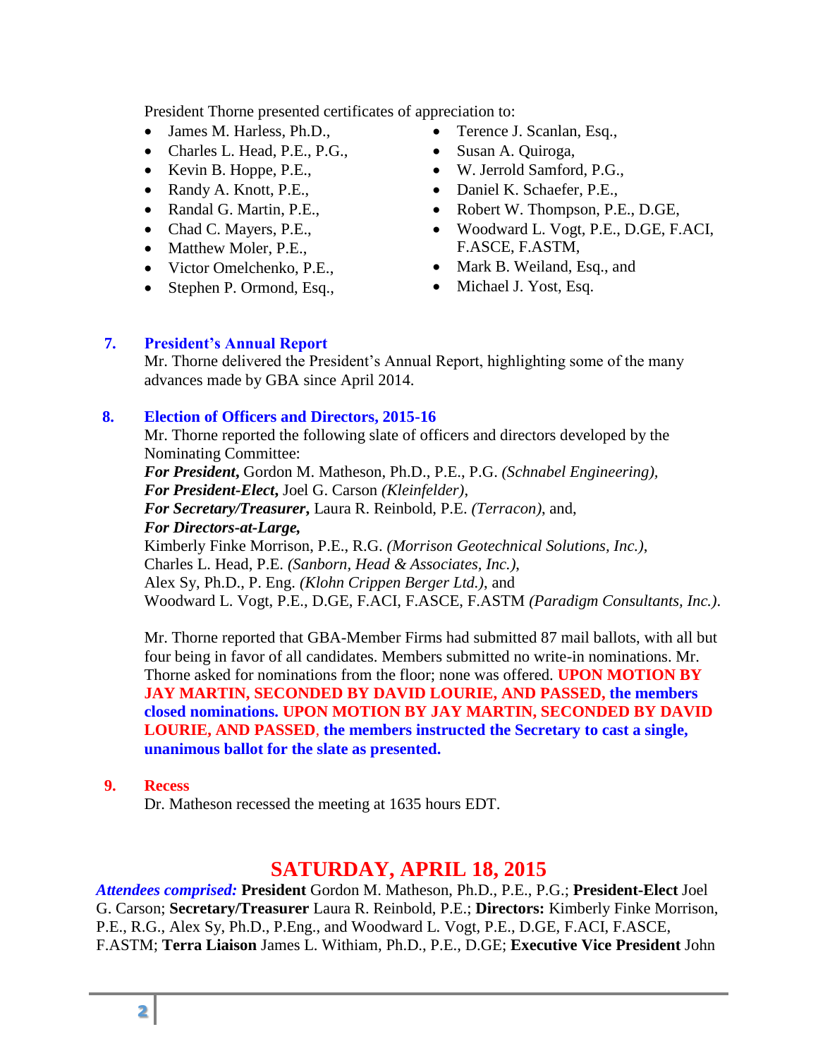President Thorne presented certificates of appreciation to:

- James M. Harless, Ph.D.,
- Charles L. Head, P.E., P.G.,
- Kevin B. Hoppe, P.E.,
- Randy A. Knott, P.E.,
- Randal G. Martin, P.E.,
- Chad C. Mayers, P.E.,
- Matthew Moler, P.E.,
- Victor Omelchenko, P.E.,
- Stephen P. Ormond, Esq.,
- Terence J. Scanlan, Esq.,
- Susan A. Quiroga,
- W. Jerrold Samford, P.G.,
- Daniel K. Schaefer, P.E.,
- Robert W. Thompson, P.E., D.GE,
- Woodward L. Vogt, P.E., D.GE, F.ACI, F.ASCE, F.ASTM,
- Mark B. Weiland, Esq., and
- Michael J. Yost, Esq.

### 7. President's Annual Report

Mr. Thorne delivered the President's Annual Report, highlighting some of the many advances made by GBA since April 2014.

### 8. Election of Officers and Directors, 2015-16

Mr. Thorne reported the following slate of officers and directors developed by the Nominating Committee:
***For President,*** Gordon M. Matheson, Ph.D., P.E., P.G. *(Schnabel Engineering)*,
***For President-Elect,*** Joel G. Carson *(Kleinfelder)*,
***For Secretary/Treasurer,*** Laura R. Reinbold, P.E. *(Terracon)*, and,
***For Directors-at-Large,***
Kimberly Finke Morrison, P.E., R.G. *(Morrison Geotechnical Solutions, Inc.)*,
Charles L. Head, P.E. *(Sanborn, Head & Associates, Inc.)*,
Alex Sy, Ph.D., P. Eng. *(Klohn Crippen Berger Ltd.)*, and
Woodward L. Vogt, P.E., D.GE, F.ACI, F.ASCE, F.ASTM *(Paradigm Consultants, Inc.)*.

Mr. Thorne reported that GBA-Member Firms had submitted 87 mail ballots, with all but four being in favor of all candidates. Members submitted no write-in nominations. Mr. Thorne asked for nominations from the floor; none was offered. **UPON MOTION BY JAY MARTIN, SECONDED BY DAVID LOURIE, AND PASSED, the members closed nominations. UPON MOTION BY JAY MARTIN, SECONDED BY DAVID LOURIE, AND PASSED, the members instructed the Secretary to cast a single, unanimous ballot for the slate as presented.**

### 9. Recess

Dr. Matheson recessed the meeting at 1635 hours EDT.

## SATURDAY, APRIL 18, 2015

***Attendees comprised:*** **President** Gordon M. Matheson, Ph.D., P.E., P.G.; **President-Elect** Joel G. Carson; **Secretary/Treasurer** Laura R. Reinbold, P.E.; **Directors:** Kimberly Finke Morrison, P.E., R.G., Alex Sy, Ph.D., P.Eng., and Woodward L. Vogt, P.E., D.GE, F.ACI, F.ASCE, F.ASTM; **Terra Liaison** James L. Withiam, Ph.D., P.E., D.GE; **Executive Vice President** John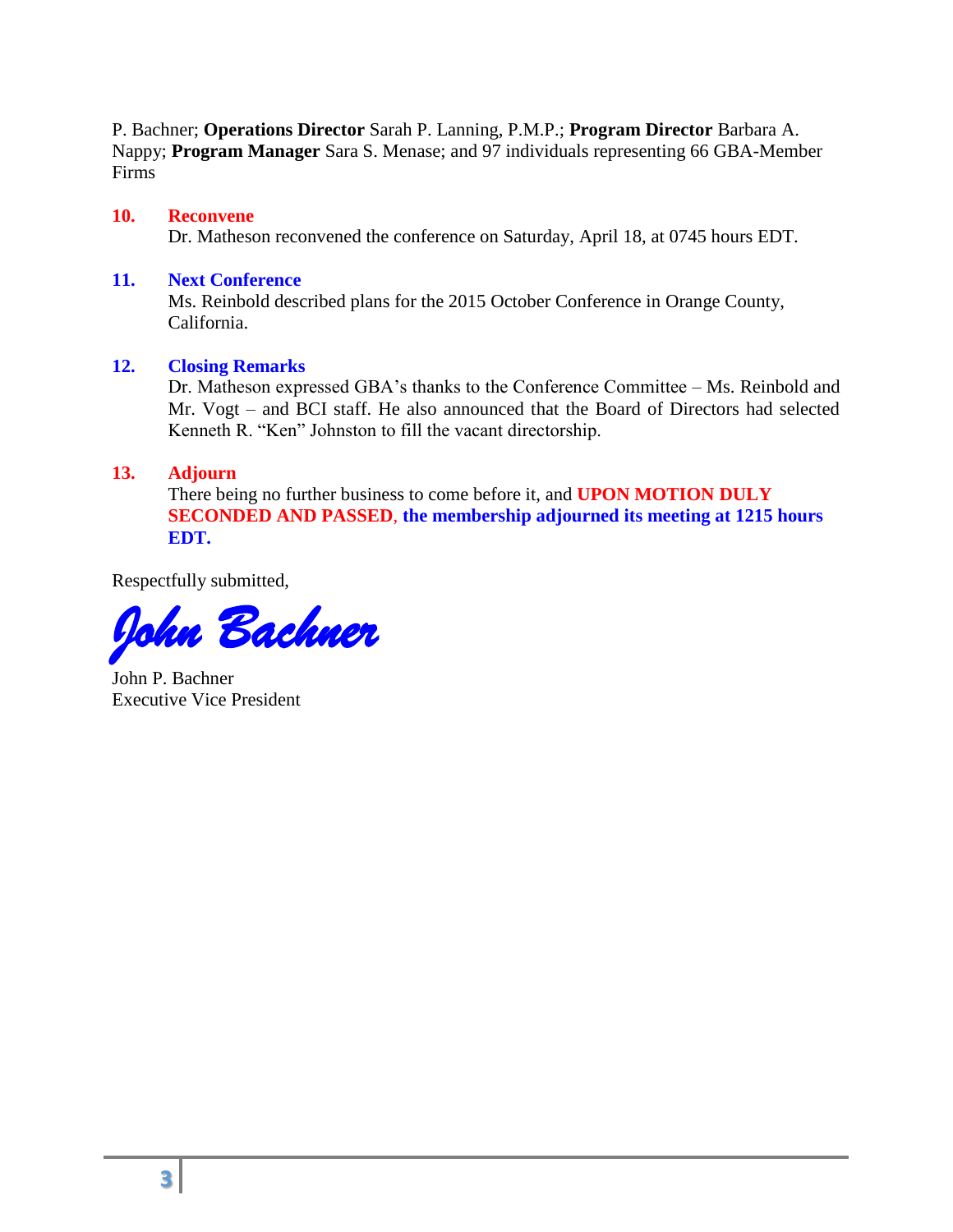P. Bachner; **Operations Director** Sarah P. Lanning, P.M.P.; **Program Director** Barbara A. Nappy; **Program Manager** Sara S. Menase; and 97 individuals representing 66 GBA-Member Firms

### 10. Reconvene

Dr. Matheson reconvened the conference on Saturday, April 18, at 0745 hours EDT.

### 11. Next Conference

Ms. Reinbold described plans for the 2015 October Conference in Orange County, California.

### 12. Closing Remarks

Dr. Matheson expressed GBA's thanks to the Conference Committee – Ms. Reinbold and Mr. Vogt – and BCI staff. He also announced that the Board of Directors had selected Kenneth R. "Ken" Johnston to fill the vacant directorship.

### 13. Adjourn

There being no further business to come before it, and **UPON MOTION DULY SECONDED AND PASSED**, **the membership adjourned its meeting at 1215 hours EDT.**

Respectfully submitted,

*John Bachner*

John P. Bachner
Executive Vice President